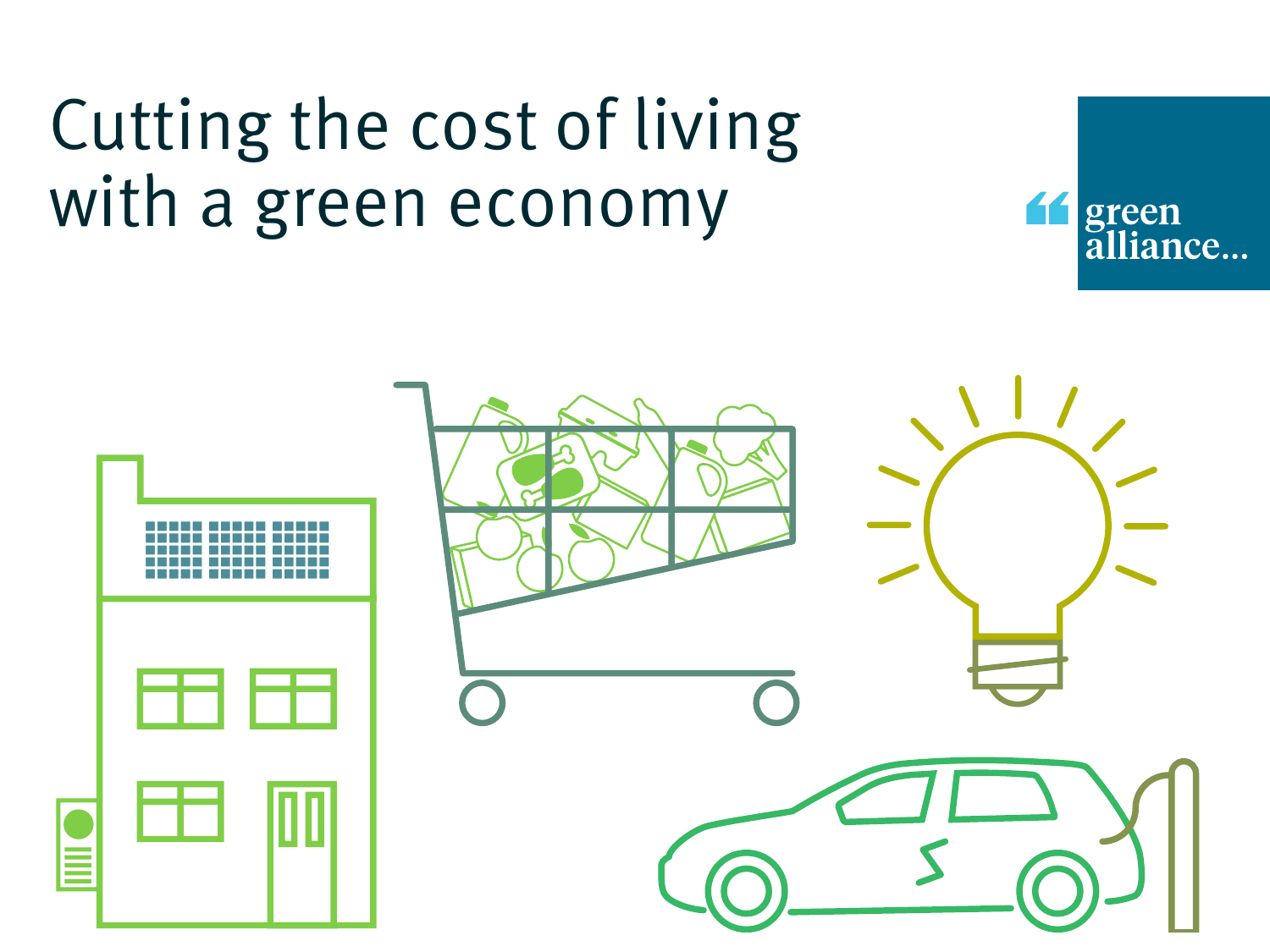# Cutting the cost of living with a green economy

green alliance...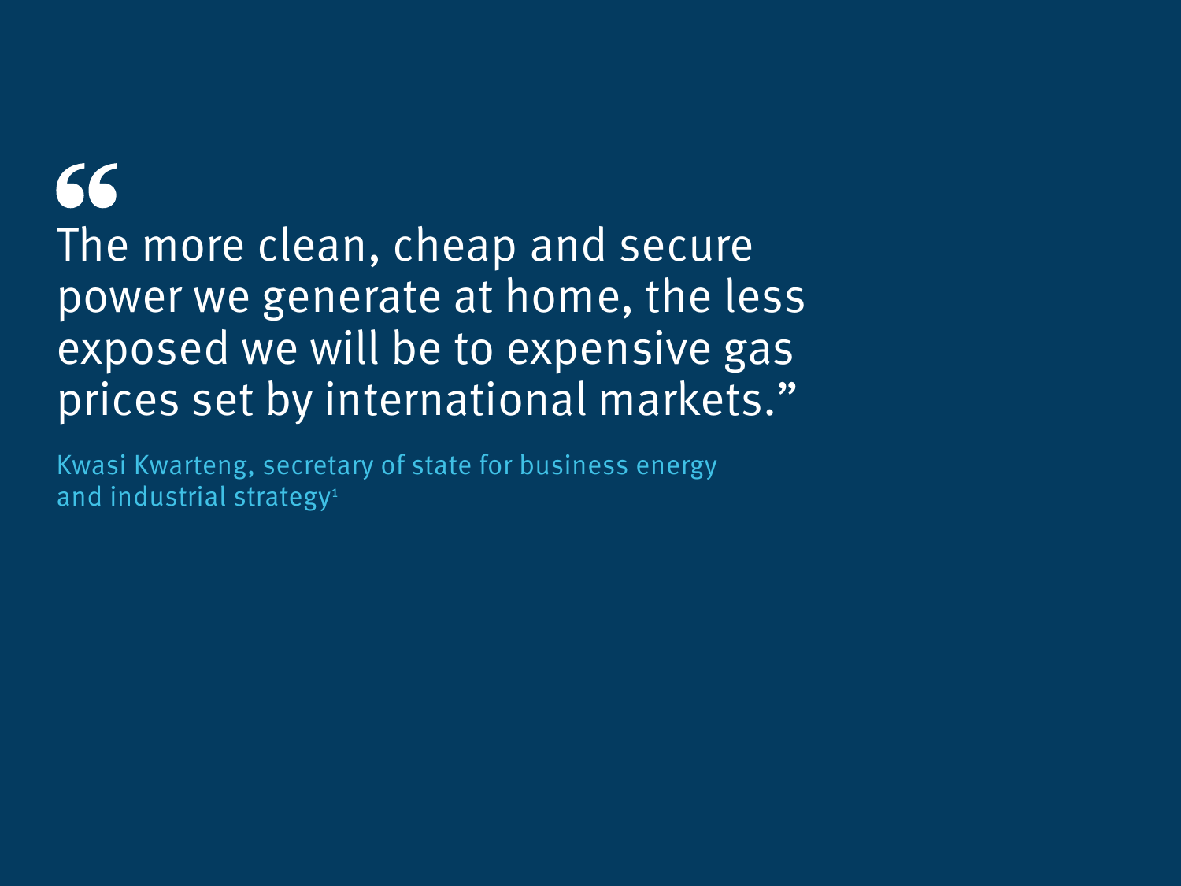> "The more clean, cheap and secure power we generate at home, the less exposed we will be to expensive gas prices set by international markets."

Kwasi Kwarteng, secretary of state for business energy and industrial strategy[1]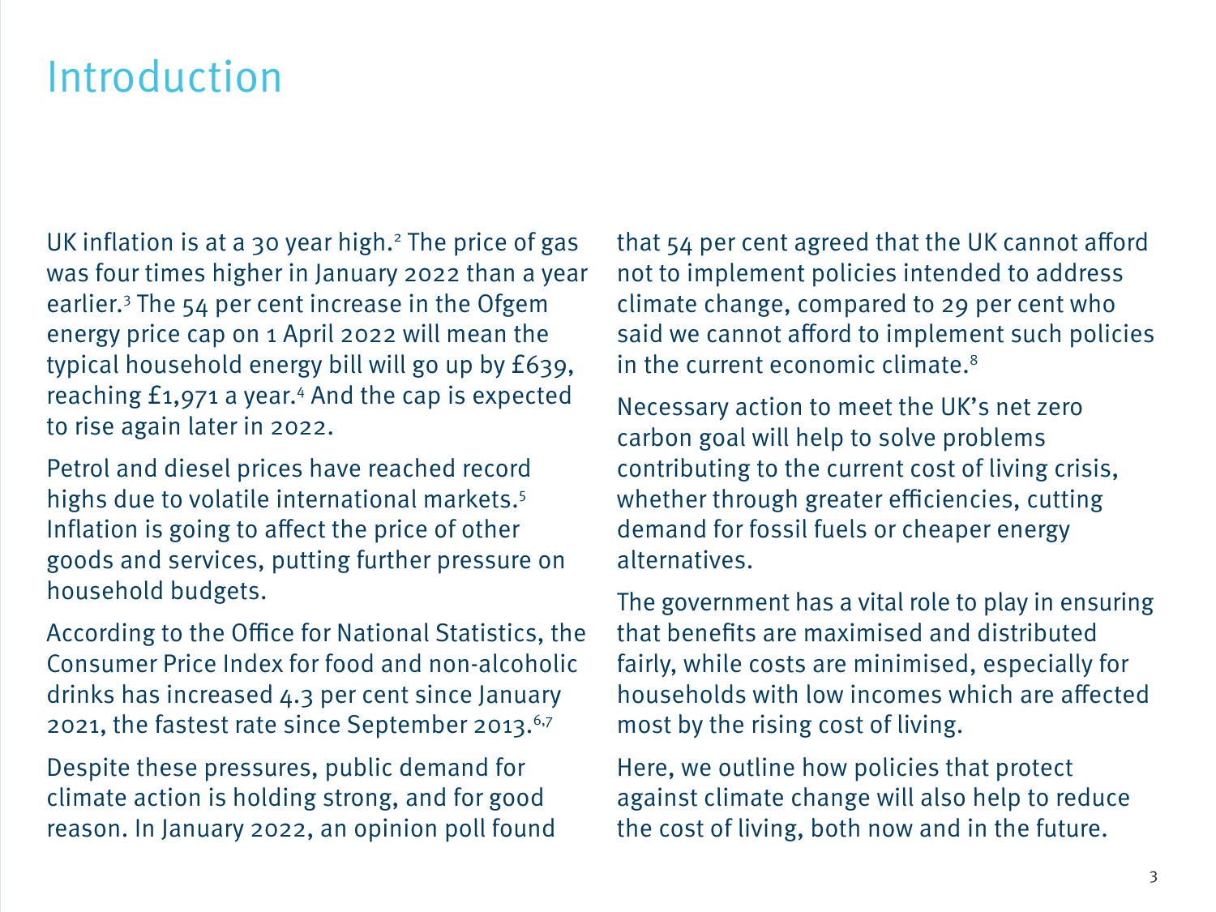# Introduction

UK inflation is at a 30 year high.[2] The price of gas was four times higher in January 2022 than a year earlier.[3] The 54 per cent increase in the Ofgem energy price cap on 1 April 2022 will mean the typical household energy bill will go up by £639, reaching £1,971 a year.[4] And the cap is expected to rise again later in 2022.

Petrol and diesel prices have reached record highs due to volatile international markets.[5] Inflation is going to affect the price of other goods and services, putting further pressure on household budgets.

According to the Office for National Statistics, the Consumer Price Index for food and non-alcoholic drinks has increased 4.3 per cent since January 2021, the fastest rate since September 2013.[6,7]

Despite these pressures, public demand for climate action is holding strong, and for good reason. In January 2022, an opinion poll found that 54 per cent agreed that the UK cannot afford not to implement policies intended to address climate change, compared to 29 per cent who said we cannot afford to implement such policies in the current economic climate.[8]

Necessary action to meet the UK's net zero carbon goal will help to solve problems contributing to the current cost of living crisis, whether through greater efficiencies, cutting demand for fossil fuels or cheaper energy alternatives.

The government has a vital role to play in ensuring that benefits are maximised and distributed fairly, while costs are minimised, especially for households with low incomes which are affected most by the rising cost of living.

Here, we outline how policies that protect against climate change will also help to reduce the cost of living, both now and in the future.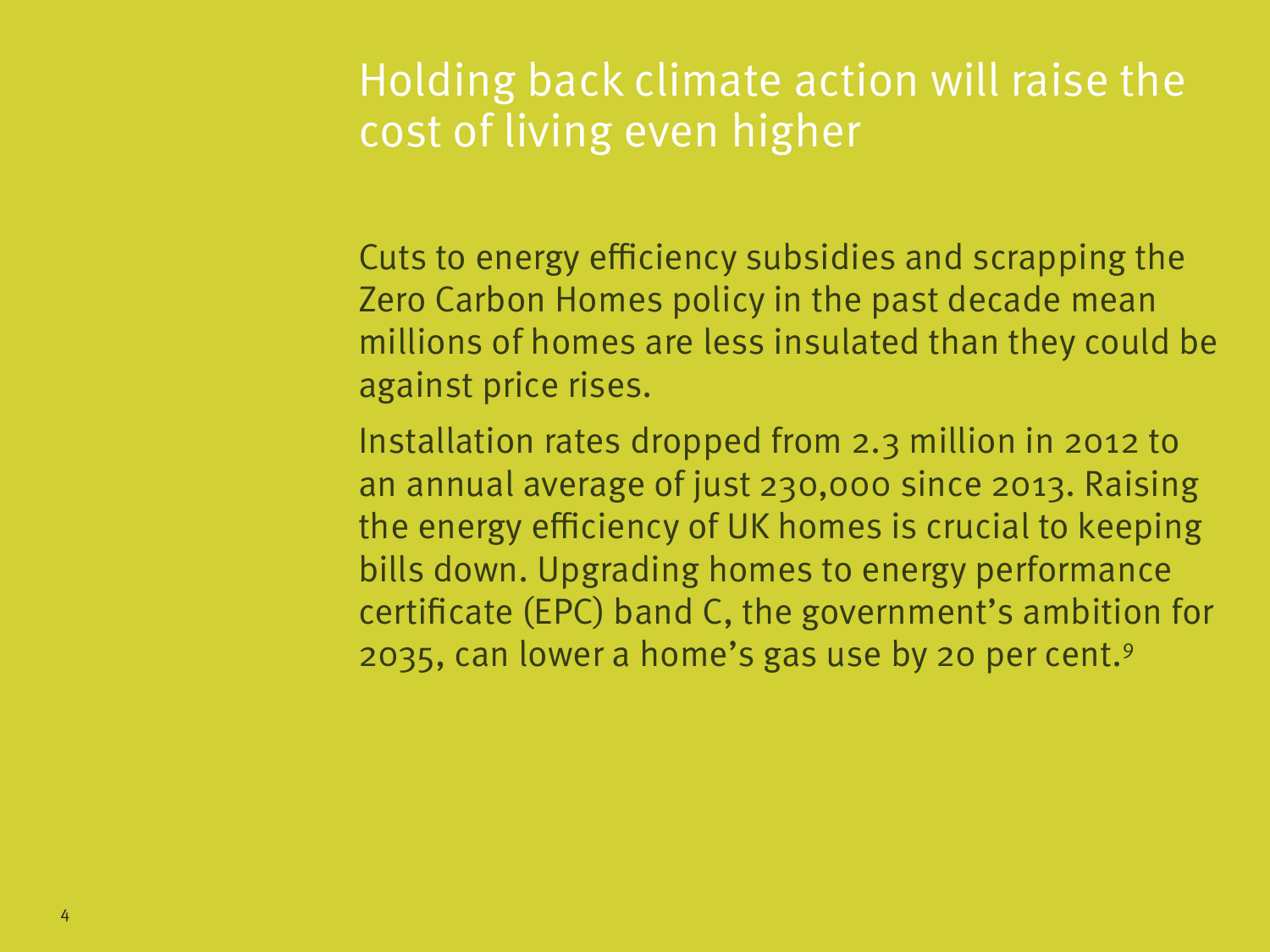# Holding back climate action will raise the cost of living even higher

Cuts to energy efficiency subsidies and scrapping the Zero Carbon Homes policy in the past decade mean millions of homes are less insulated than they could be against price rises.

Installation rates dropped from 2.3 million in 2012 to an annual average of just 230,000 since 2013. Raising the energy efficiency of UK homes is crucial to keeping bills down. Upgrading homes to energy performance certificate (EPC) band C, the government's ambition for 2035, can lower a home's gas use by 20 per cent.[9]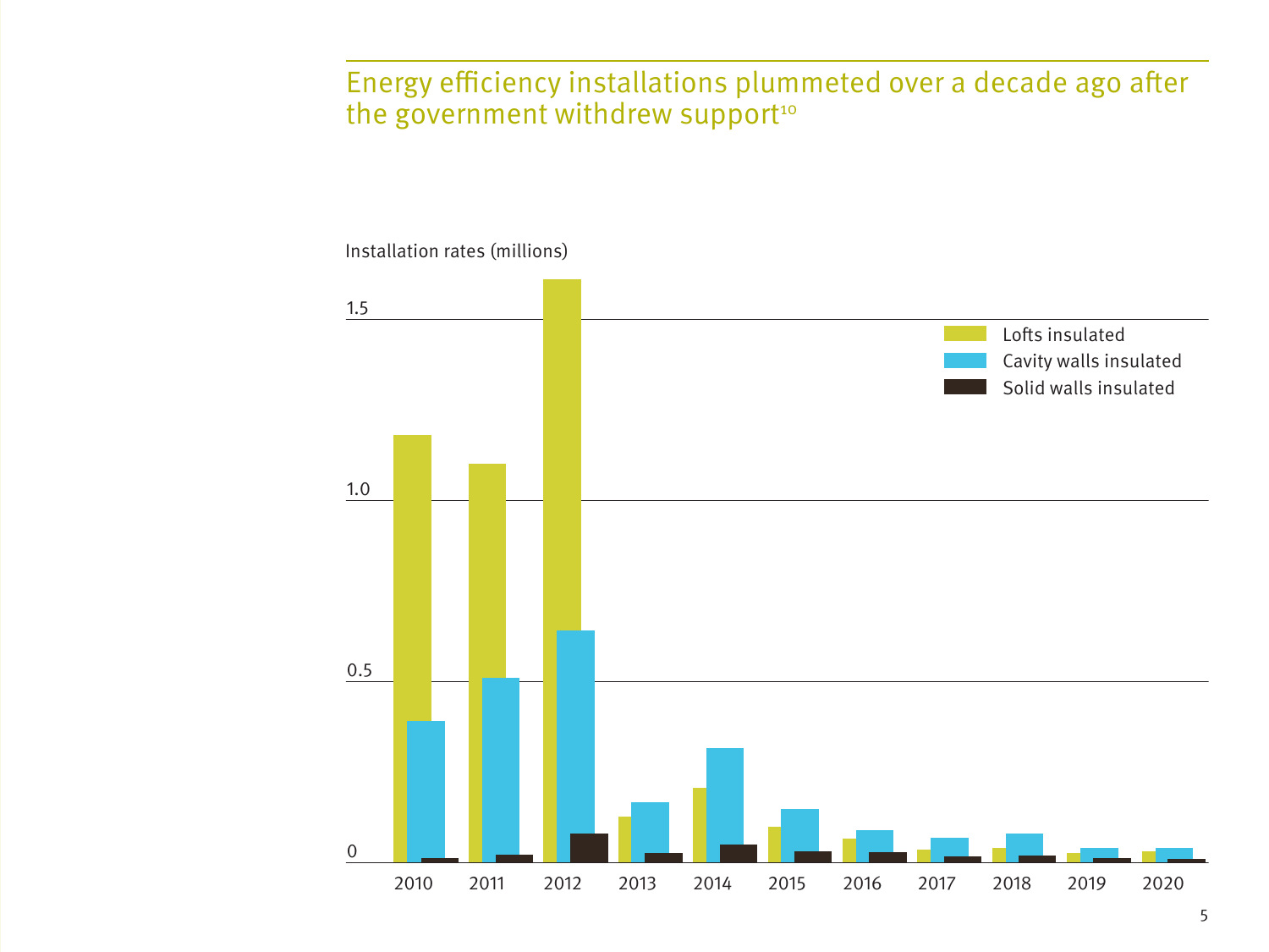## Energy efficiency installations plummeted over a decade ago after the government withdrew support[10]

Installation rates (millions)

1.5

1.0

0.5

0

Lofts insulated

Cavity walls insulated

Solid walls insulated

2010 2011 2012 2013 2014 2015 2016 2017 2018 2019 2020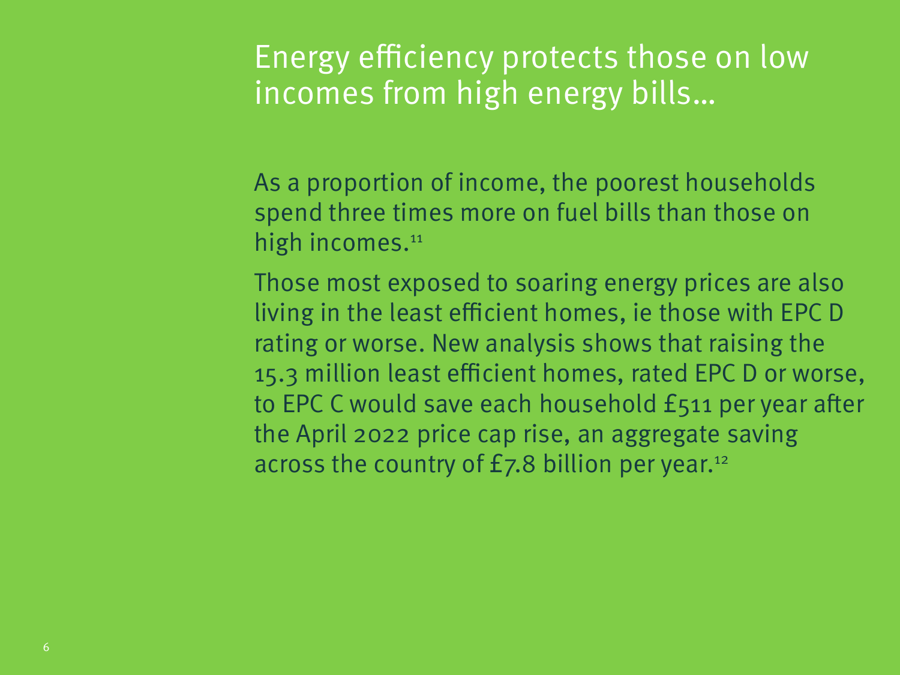# Energy efficiency protects those on low incomes from high energy bills…

As a proportion of income, the poorest households spend three times more on fuel bills than those on high incomes.[11]

Those most exposed to soaring energy prices are also living in the least efficient homes, ie those with EPC D rating or worse. New analysis shows that raising the 15.3 million least efficient homes, rated EPC D or worse, to EPC C would save each household £511 per year after the April 2022 price cap rise, an aggregate saving across the country of £7.8 billion per year.[12]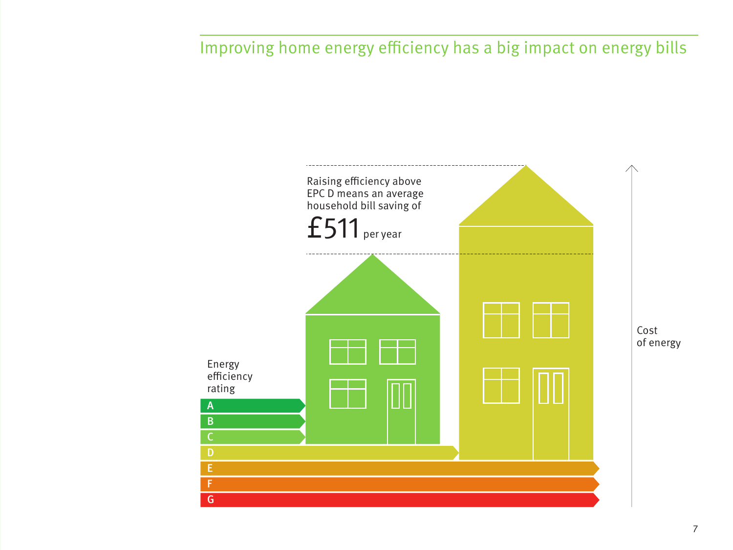## Improving home energy efficiency has a big impact on energy bills

Raising efficiency above EPC D means an average household bill saving of

£511 per year

Energy efficiency rating

A

B

C

D

E

F

G

Cost of energy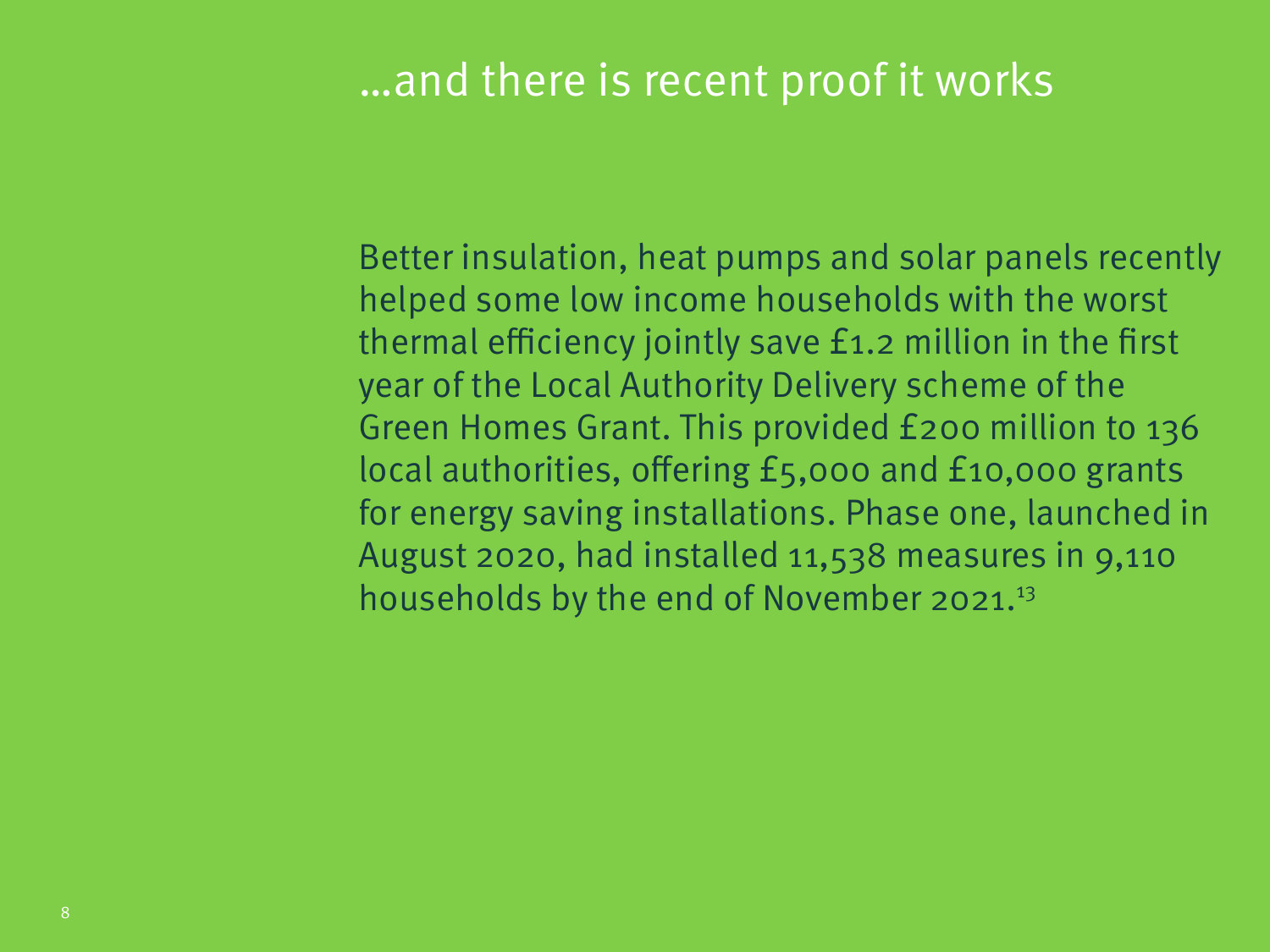# …and there is recent proof it works

Better insulation, heat pumps and solar panels recently helped some low income households with the worst thermal efficiency jointly save £1.2 million in the first year of the Local Authority Delivery scheme of the Green Homes Grant. This provided £200 million to 136 local authorities, offering £5,000 and £10,000 grants for energy saving installations. Phase one, launched in August 2020, had installed 11,538 measures in 9,110 households by the end of November 2021.[13]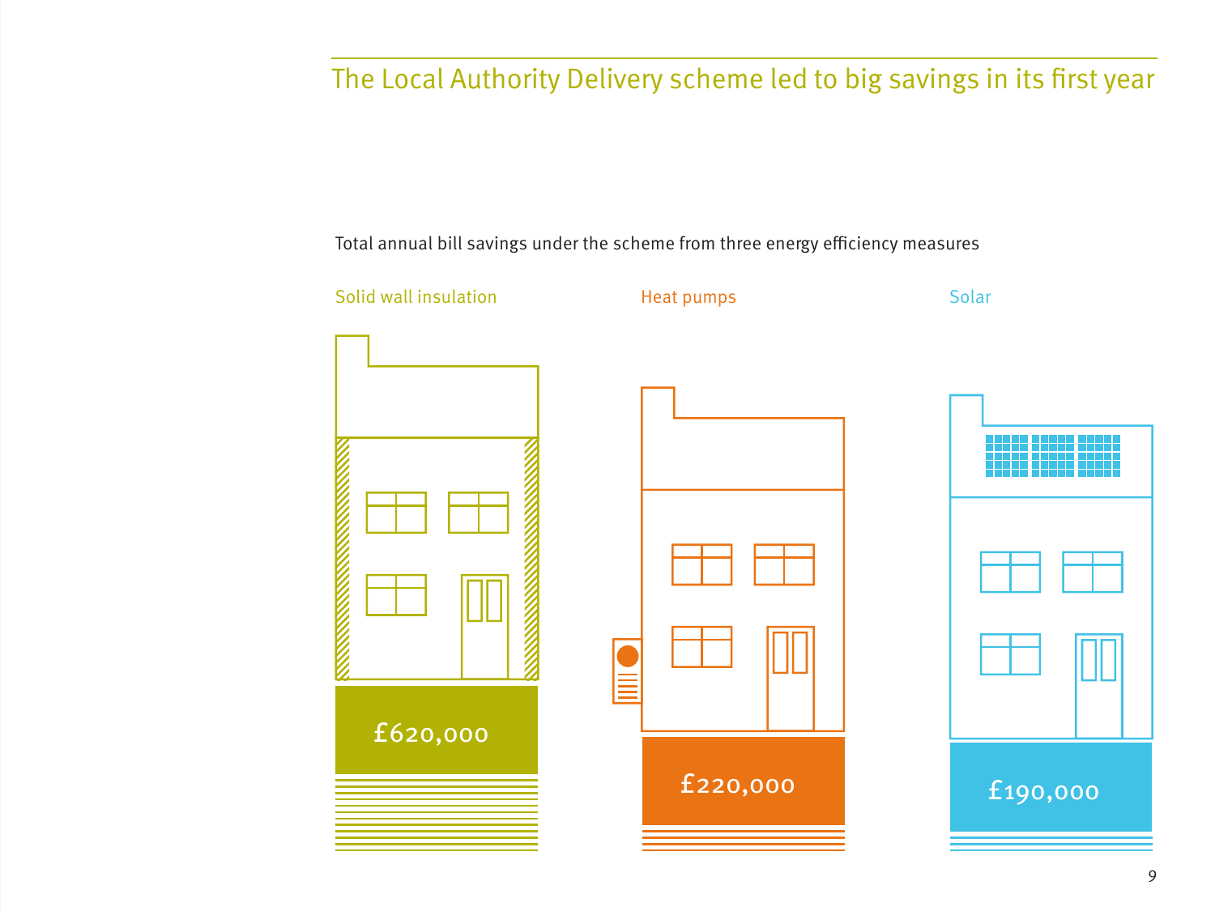## The Local Authority Delivery scheme led to big savings in its first year

Total annual bill savings under the scheme from three energy efficiency measures

Solid wall insulation

£620,000

Heat pumps

£220,000

Solar

£190,000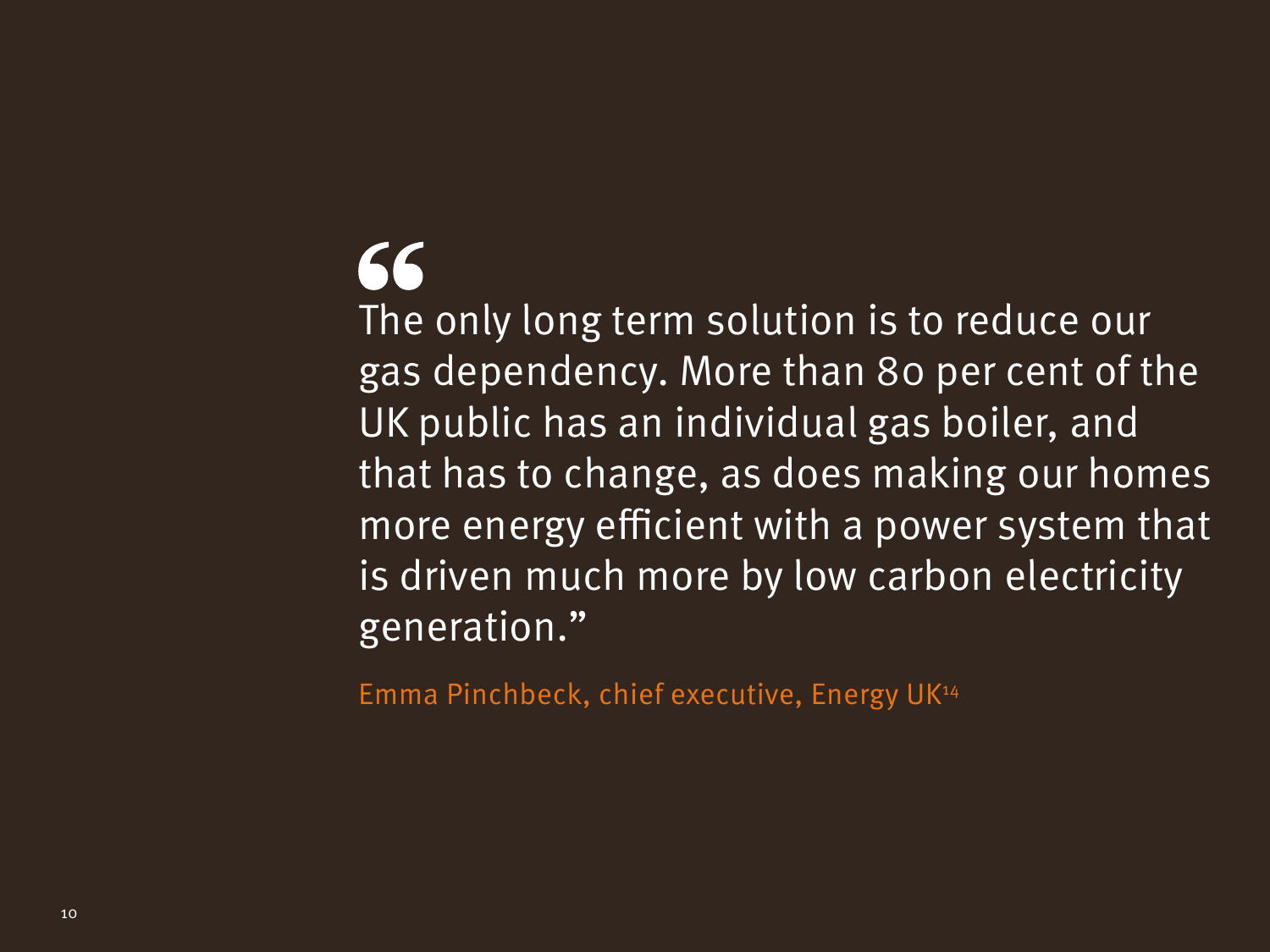> "The only long term solution is to reduce our gas dependency. More than 80 per cent of the UK public has an individual gas boiler, and that has to change, as does making our homes more energy efficient with a power system that is driven much more by low carbon electricity generation."

Emma Pinchbeck, chief executive, Energy UK[14]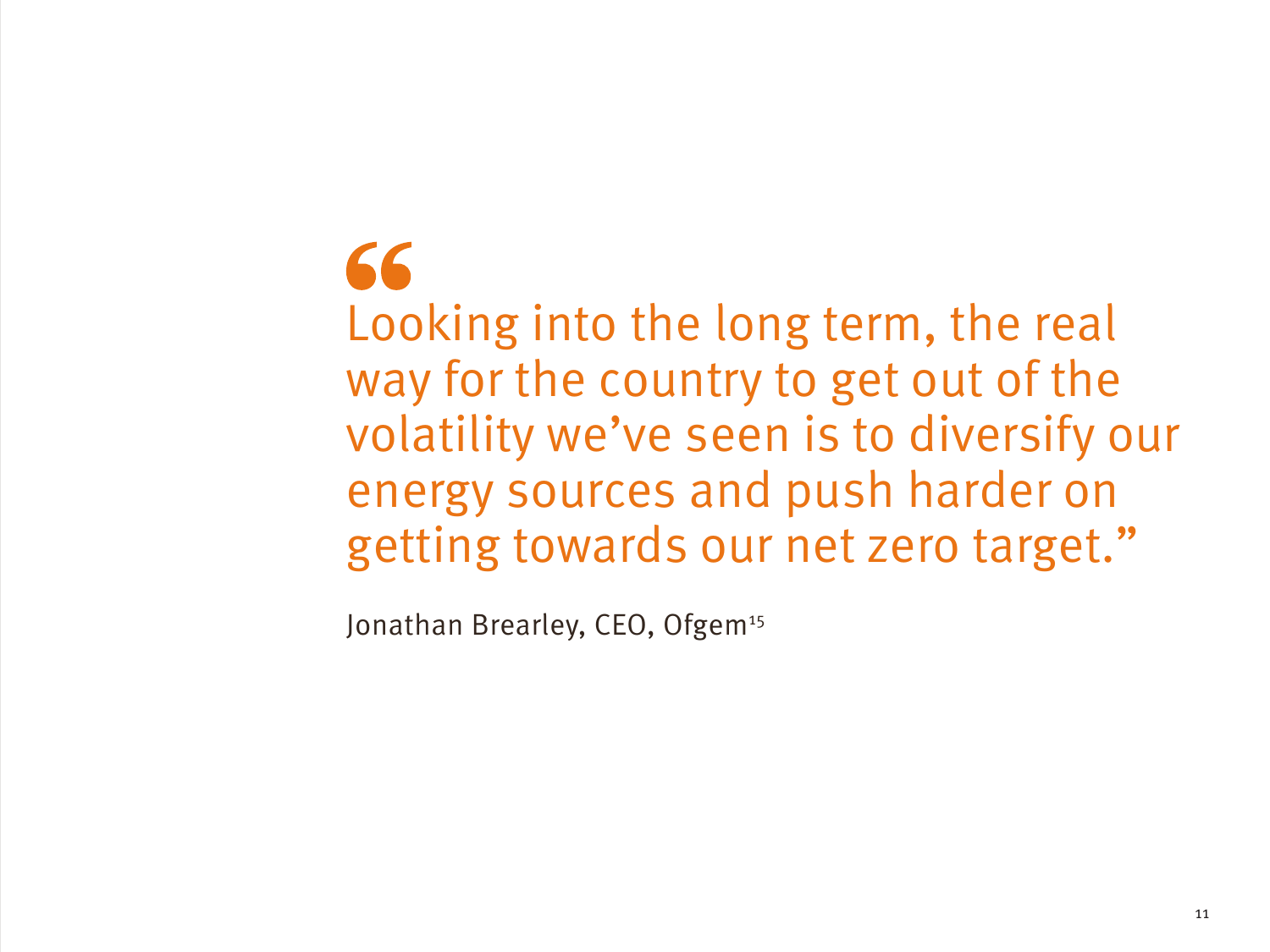> “Looking into the long term, the real way for the country to get out of the volatility we’ve seen is to diversify our energy sources and push harder on getting towards our net zero target.”

Jonathan Brearley, CEO, Ofgem[15]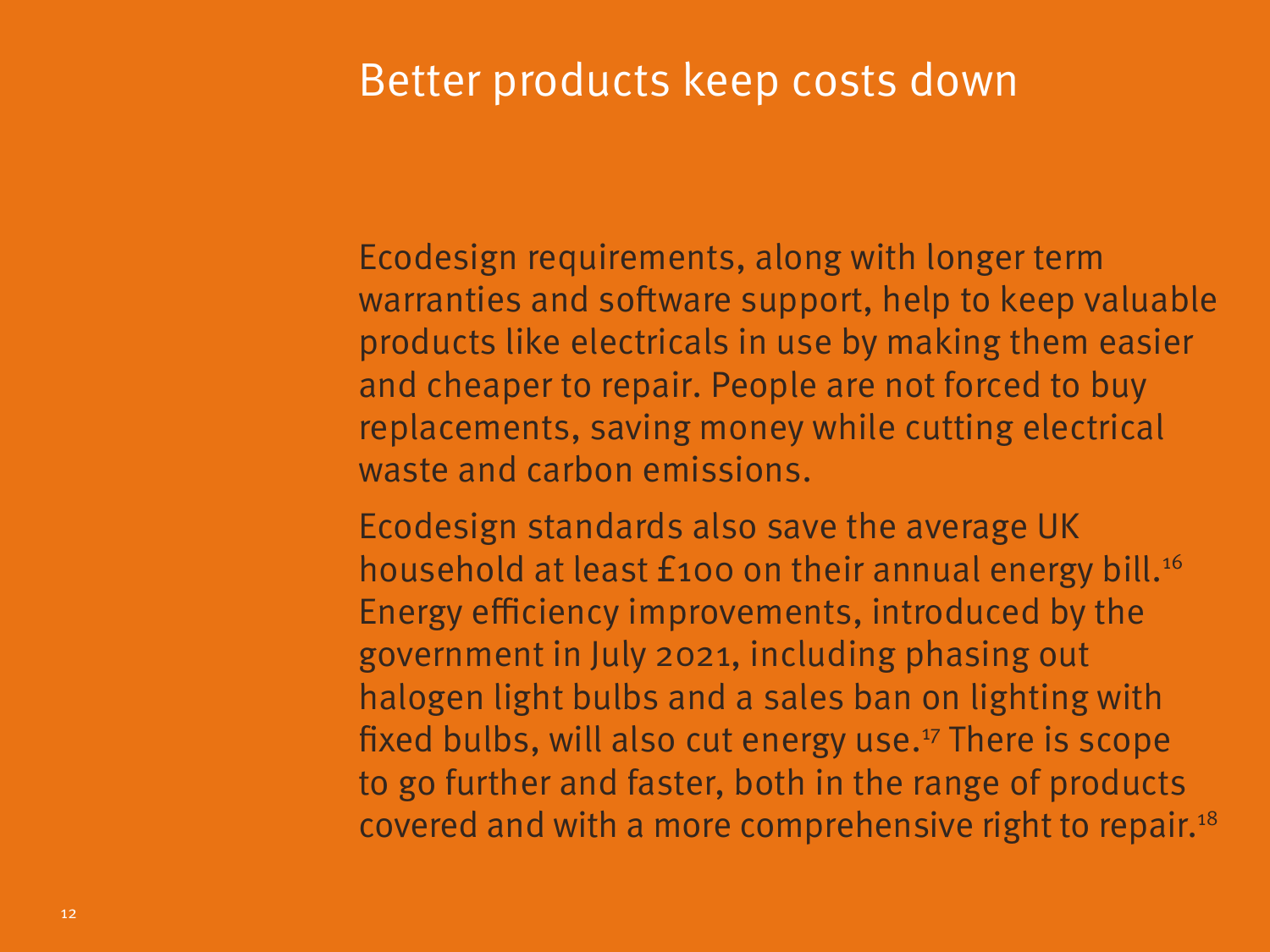# Better products keep costs down

Ecodesign requirements, along with longer term warranties and software support, help to keep valuable products like electricals in use by making them easier and cheaper to repair. People are not forced to buy replacements, saving money while cutting electrical waste and carbon emissions.

Ecodesign standards also save the average UK household at least £100 on their annual energy bill.[16] Energy efficiency improvements, introduced by the government in July 2021, including phasing out halogen light bulbs and a sales ban on lighting with fixed bulbs, will also cut energy use.[17] There is scope to go further and faster, both in the range of products covered and with a more comprehensive right to repair.[18]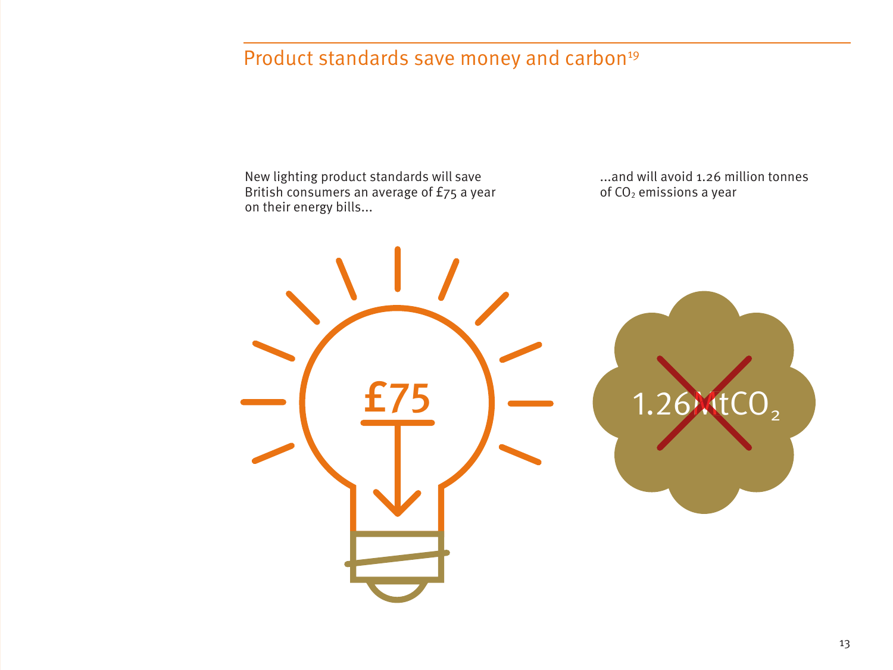## Product standards save money and carbon[19]

New lighting product standards will save British consumers an average of £75 a year on their energy bills...

...and will avoid 1.26 million tonnes of $CO_2$ emissions a year

£75

1.26Mt$CO_2$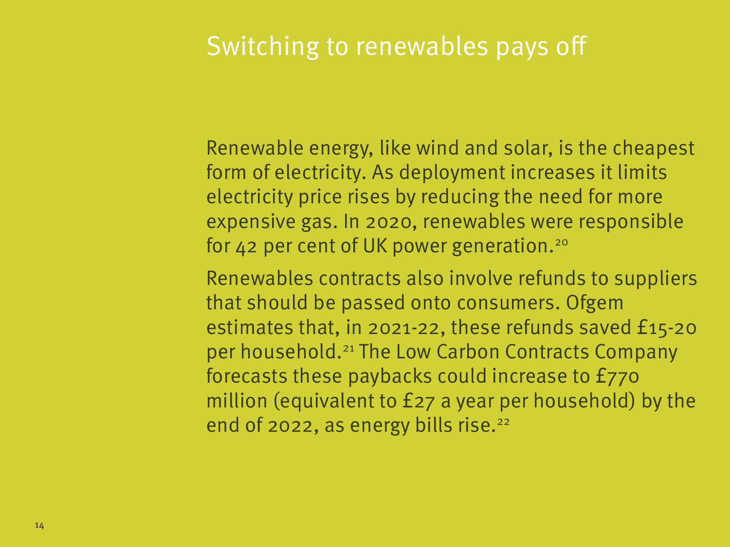# Switching to renewables pays off

Renewable energy, like wind and solar, is the cheapest form of electricity. As deployment increases it limits electricity price rises by reducing the need for more expensive gas. In 2020, renewables were responsible for 42 per cent of UK power generation.[20]

Renewables contracts also involve refunds to suppliers that should be passed onto consumers. Ofgem estimates that, in 2021-22, these refunds saved £15-20 per household.[21] The Low Carbon Contracts Company forecasts these paybacks could increase to £770 million (equivalent to £27 a year per household) by the end of 2022, as energy bills rise.[22]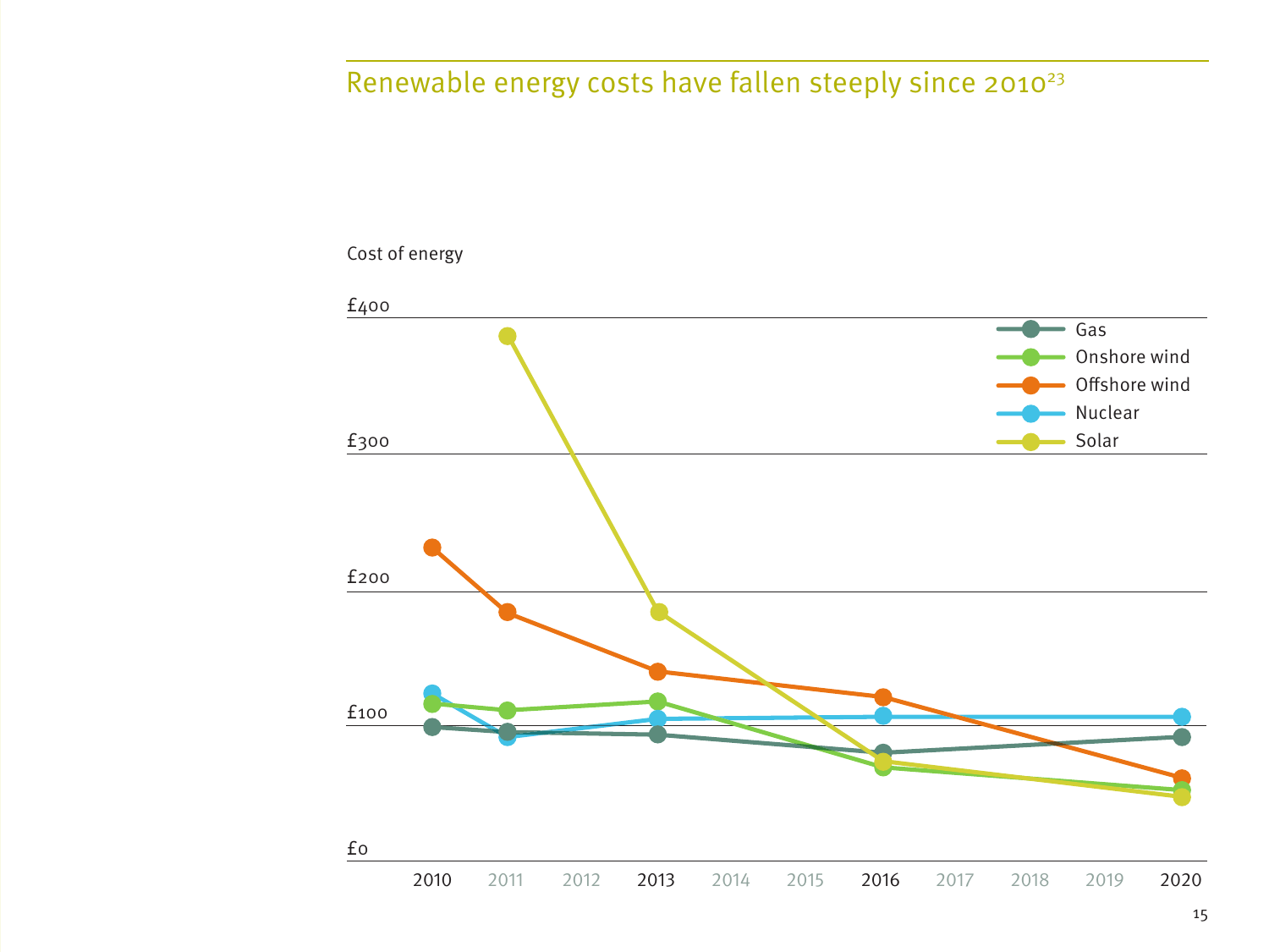## Renewable energy costs have fallen steeply since 2010[23]

Cost of energy

£400

£300

£200

£100

£0

2010 2011 2012 2013 2014 2015 2016 2017 2018 2019 2020

Gas

Onshore wind

Offshore wind

Nuclear

Solar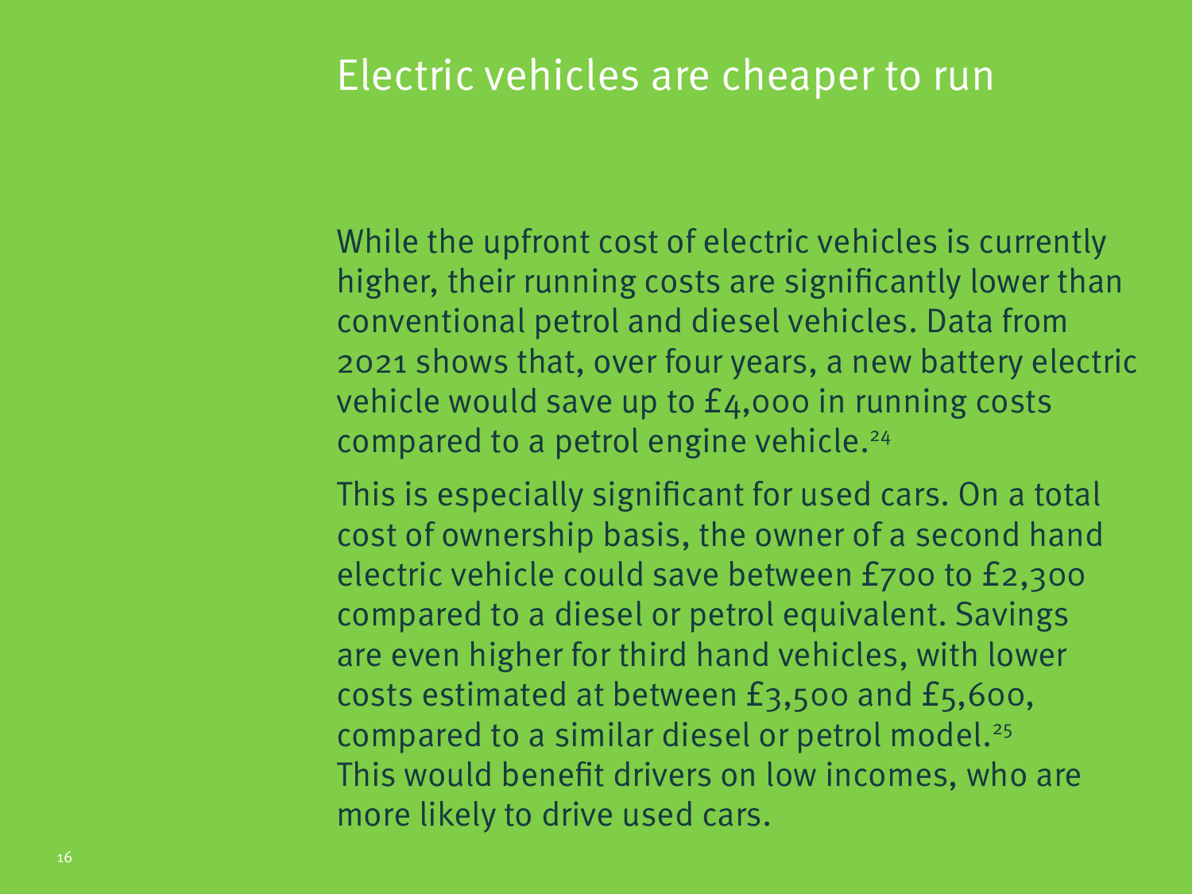# Electric vehicles are cheaper to run

While the upfront cost of electric vehicles is currently higher, their running costs are significantly lower than conventional petrol and diesel vehicles. Data from 2021 shows that, over four years, a new battery electric vehicle would save up to £4,000 in running costs compared to a petrol engine vehicle.[24]

This is especially significant for used cars. On a total cost of ownership basis, the owner of a second hand electric vehicle could save between £700 to £2,300 compared to a diesel or petrol equivalent. Savings are even higher for third hand vehicles, with lower costs estimated at between £3,500 and £5,600, compared to a similar diesel or petrol model.[25] This would benefit drivers on low incomes, who are more likely to drive used cars.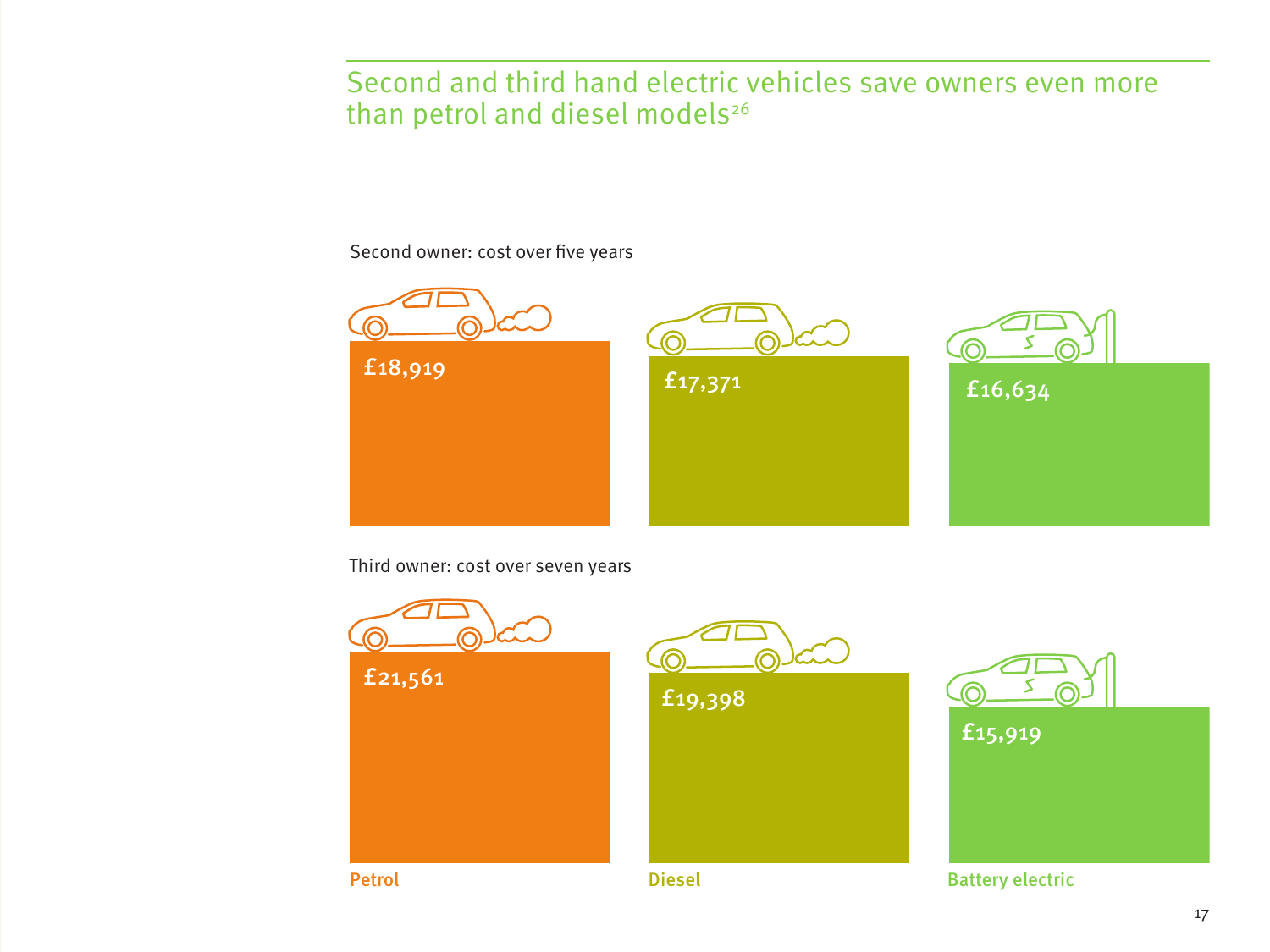## Second and third hand electric vehicles save owners even more than petrol and diesel models[26]

Second owner: cost over five years

£18,919

£17,371

£16,634

Third owner: cost over seven years

£21,561

£19,398

£15,919

Petrol

Diesel

Battery electric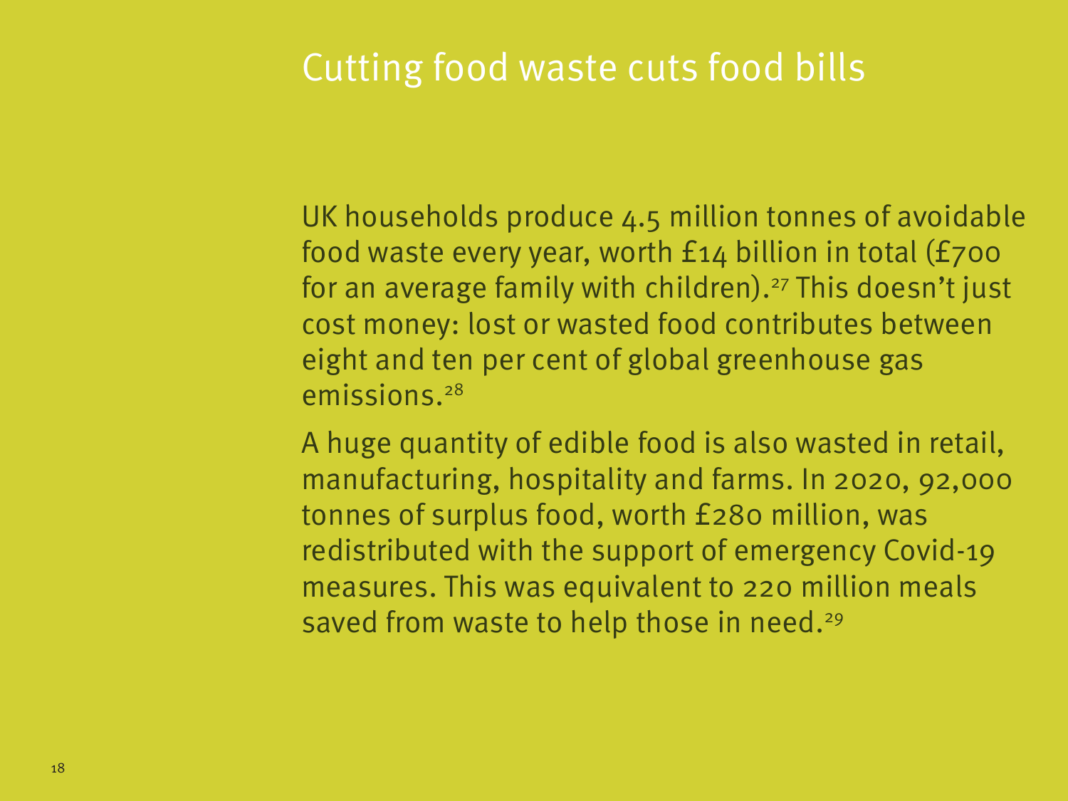# Cutting food waste cuts food bills

UK households produce 4.5 million tonnes of avoidable food waste every year, worth £14 billion in total (£700 for an average family with children).[27] This doesn't just cost money: lost or wasted food contributes between eight and ten per cent of global greenhouse gas emissions.[28]

A huge quantity of edible food is also wasted in retail, manufacturing, hospitality and farms. In 2020, 92,000 tonnes of surplus food, worth £280 million, was redistributed with the support of emergency Covid-19 measures. This was equivalent to 220 million meals saved from waste to help those in need.[29]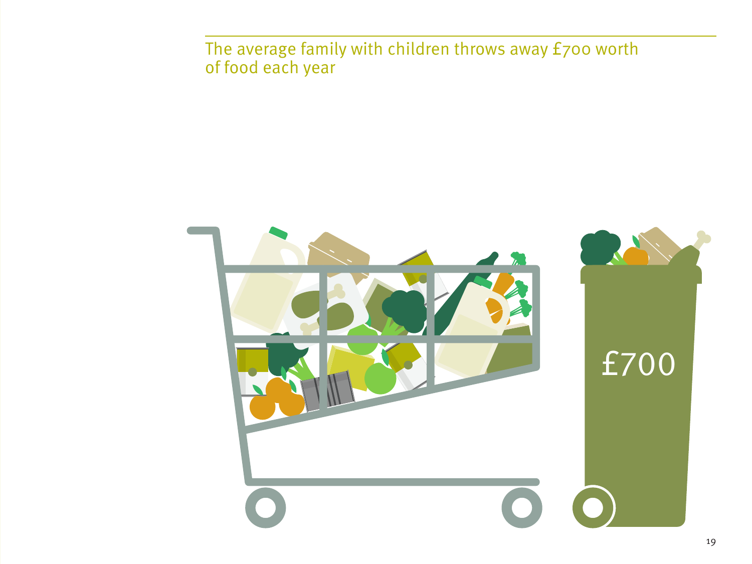The average family with children throws away £700 worth of food each year

£700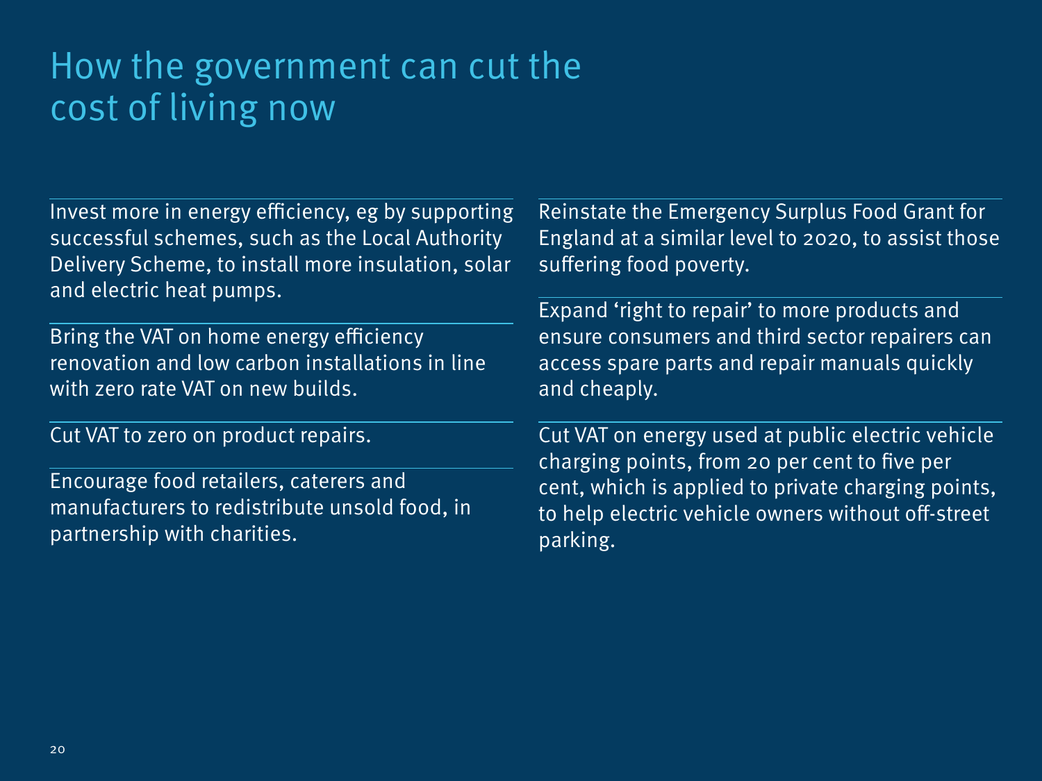# How the government can cut the cost of living now

Invest more in energy efficiency, eg by supporting successful schemes, such as the Local Authority Delivery Scheme, to install more insulation, solar and electric heat pumps.

Bring the VAT on home energy efficiency renovation and low carbon installations in line with zero rate VAT on new builds.

Cut VAT to zero on product repairs.

Encourage food retailers, caterers and manufacturers to redistribute unsold food, in partnership with charities.

Reinstate the Emergency Surplus Food Grant for England at a similar level to 2020, to assist those suffering food poverty.

Expand 'right to repair' to more products and ensure consumers and third sector repairers can access spare parts and repair manuals quickly and cheaply.

Cut VAT on energy used at public electric vehicle charging points, from 20 per cent to five per cent, which is applied to private charging points, to help electric vehicle owners without off-street parking.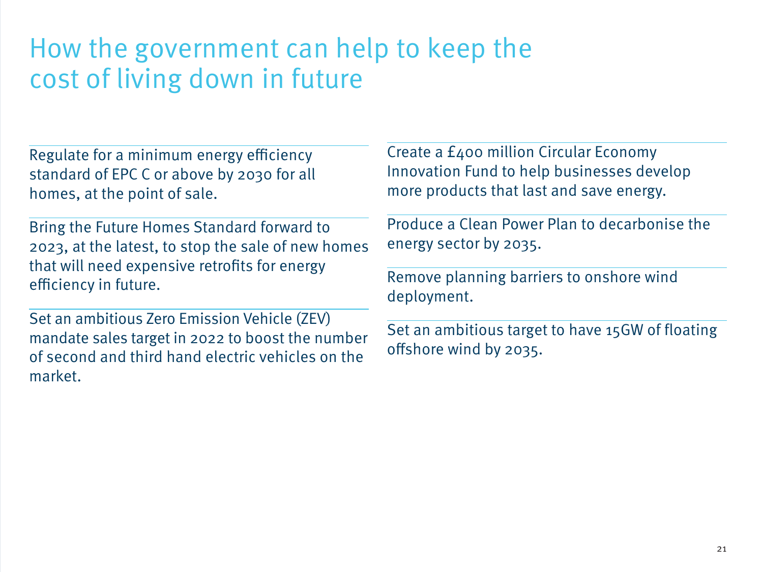# How the government can help to keep the cost of living down in future

Regulate for a minimum energy efficiency standard of EPC C or above by 2030 for all homes, at the point of sale.

Bring the Future Homes Standard forward to 2023, at the latest, to stop the sale of new homes that will need expensive retrofits for energy efficiency in future.

Set an ambitious Zero Emission Vehicle (ZEV) mandate sales target in 2022 to boost the number of second and third hand electric vehicles on the market.

Create a £400 million Circular Economy Innovation Fund to help businesses develop more products that last and save energy.

Produce a Clean Power Plan to decarbonise the energy sector by 2035.

Remove planning barriers to onshore wind deployment.

Set an ambitious target to have 15GW of floating offshore wind by 2035.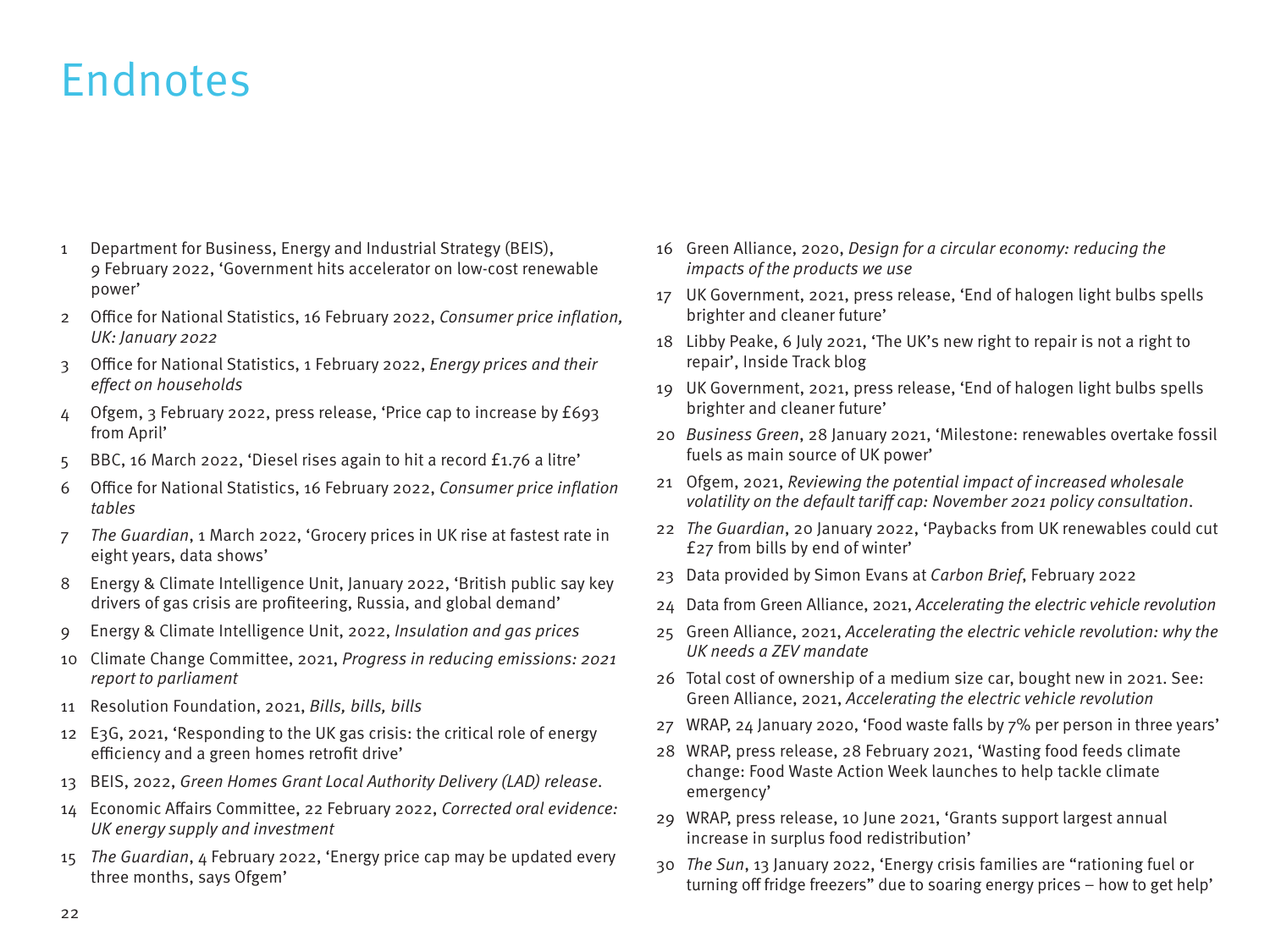# Endnotes

1. Department for Business, Energy and Industrial Strategy (BEIS), 9 February 2022, 'Government hits accelerator on low-cost renewable power'
2. Office for National Statistics, 16 February 2022, *Consumer price inflation, UK: January 2022*
3. Office for National Statistics, 1 February 2022, *Energy prices and their effect on households*
4. Ofgem, 3 February 2022, press release, 'Price cap to increase by £693 from April'
5. BBC, 16 March 2022, 'Diesel rises again to hit a record £1.76 a litre'
6. Office for National Statistics, 16 February 2022, *Consumer price inflation tables*
7. *The Guardian*, 1 March 2022, 'Grocery prices in UK rise at fastest rate in eight years, data shows'
8. Energy & Climate Intelligence Unit, January 2022, 'British public say key drivers of gas crisis are profiteering, Russia, and global demand'
9. Energy & Climate Intelligence Unit, 2022, *Insulation and gas prices*
10. Climate Change Committee, 2021, *Progress in reducing emissions: 2021 report to parliament*
11. Resolution Foundation, 2021, *Bills, bills, bills*
12. E3G, 2021, 'Responding to the UK gas crisis: the critical role of energy efficiency and a green homes retrofit drive'
13. BEIS, 2022, *Green Homes Grant Local Authority Delivery (LAD) release*.
14. Economic Affairs Committee, 22 February 2022, *Corrected oral evidence: UK energy supply and investment*
15. *The Guardian*, 4 February 2022, 'Energy price cap may be updated every three months, says Ofgem'
16. Green Alliance, 2020, *Design for a circular economy: reducing the impacts of the products we use*
17. UK Government, 2021, press release, 'End of halogen light bulbs spells brighter and cleaner future'
18. Libby Peake, 6 July 2021, 'The UK's new right to repair is not a right to repair', Inside Track blog
19. UK Government, 2021, press release, 'End of halogen light bulbs spells brighter and cleaner future'
20. *Business Green*, 28 January 2021, 'Milestone: renewables overtake fossil fuels as main source of UK power'
21. Ofgem, 2021, *Reviewing the potential impact of increased wholesale volatility on the default tariff cap: November 2021 policy consultation*.
22. *The Guardian*, 20 January 2022, 'Paybacks from UK renewables could cut £27 from bills by end of winter'
23. Data provided by Simon Evans at *Carbon Brief*, February 2022
24. Data from Green Alliance, 2021, *Accelerating the electric vehicle revolution*
25. Green Alliance, 2021, *Accelerating the electric vehicle revolution: why the UK needs a ZEV mandate*
26. Total cost of ownership of a medium size car, bought new in 2021. See: Green Alliance, 2021, *Accelerating the electric vehicle revolution*
27. WRAP, 24 January 2020, 'Food waste falls by 7% per person in three years'
28. WRAP, press release, 28 February 2021, 'Wasting food feeds climate change: Food Waste Action Week launches to help tackle climate emergency'
29. WRAP, press release, 10 June 2021, 'Grants support largest annual increase in surplus food redistribution'
30. *The Sun*, 13 January 2022, 'Energy crisis families are "rationing fuel or turning off fridge freezers" due to soaring energy prices – how to get help'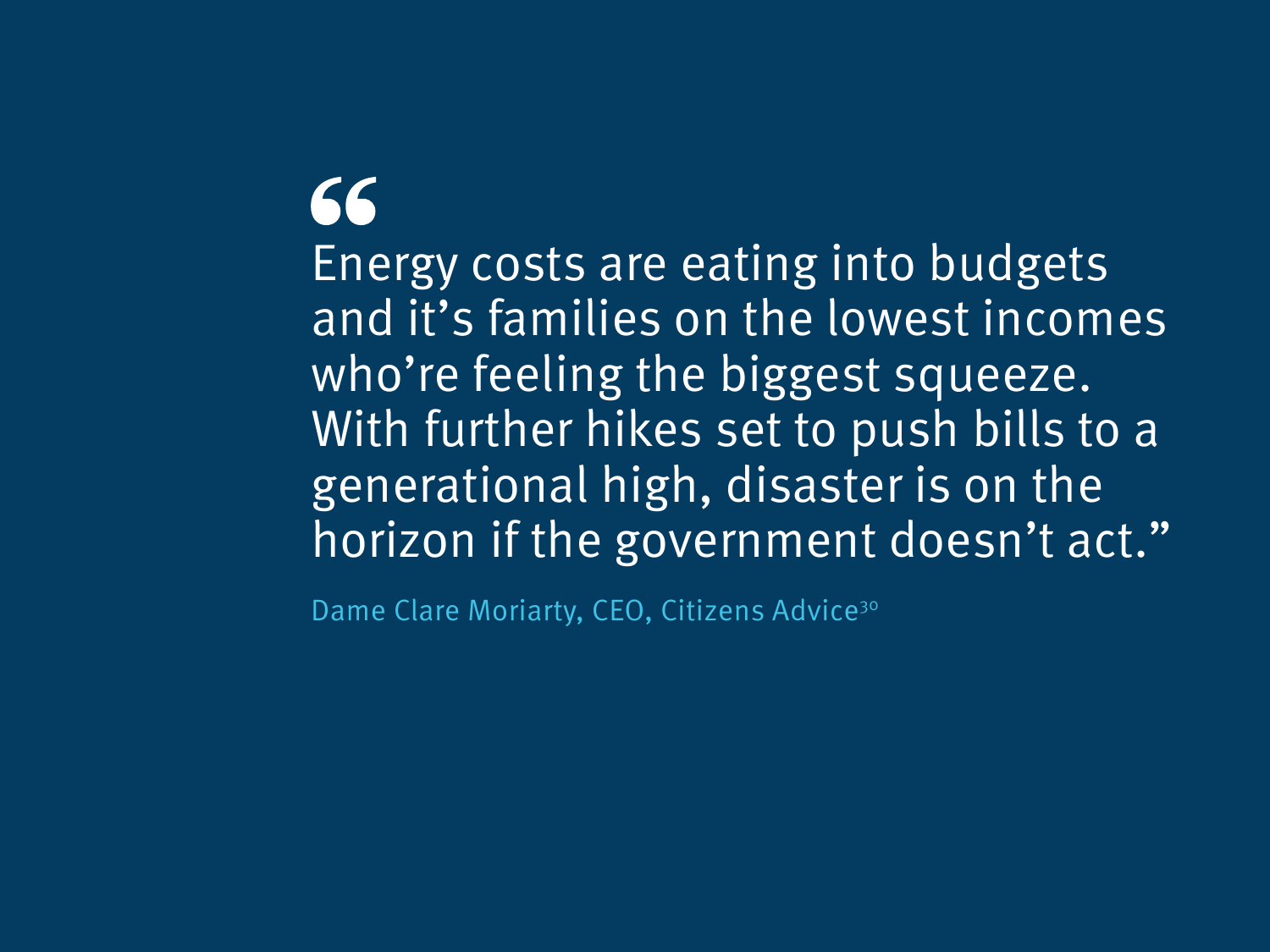> “Energy costs are eating into budgets and it’s families on the lowest incomes who’re feeling the biggest squeeze. With further hikes set to push bills to a generational high, disaster is on the horizon if the government doesn’t act.”

Dame Clare Moriarty, CEO, Citizens Advice[30]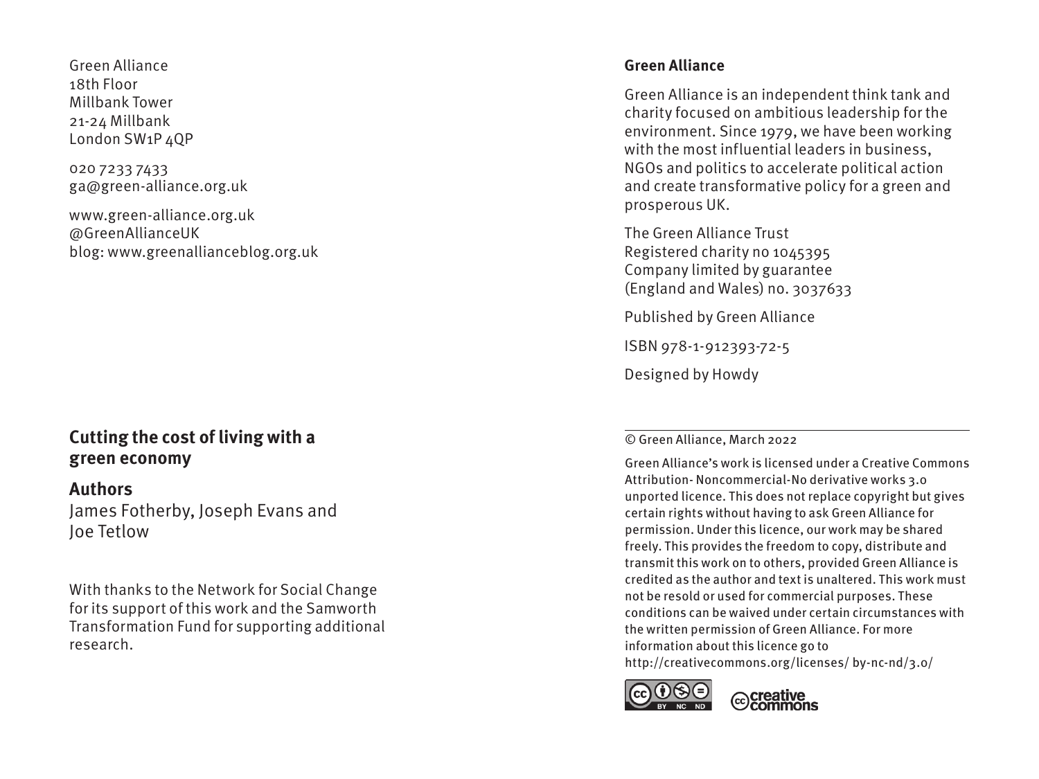Green Alliance
18th Floor
Millbank Tower
21-24 Millbank
London SW1P 4QP

020 7233 7433
ga@green-alliance.org.uk

www.green-alliance.org.uk
@GreenAllianceUK
blog: www.greenallianceblog.org.uk

**Cutting the cost of living with a green economy**

**Authors**
James Fotherby, Joseph Evans and Joe Tetlow

With thanks to the Network for Social Change for its support of this work and the Samworth Transformation Fund for supporting additional research.

**Green Alliance**

Green Alliance is an independent think tank and charity focused on ambitious leadership for the environment. Since 1979, we have been working with the most influential leaders in business, NGOs and politics to accelerate political action and create transformative policy for a green and prosperous UK.

The Green Alliance Trust
Registered charity no 1045395
Company limited by guarantee
(England and Wales) no. 3037633

Published by Green Alliance

ISBN 978-1-912393-72-5

Designed by Howdy

© Green Alliance, March 2022

Green Alliance's work is licensed under a Creative Commons Attribution- Noncommercial-No derivative works 3.0 unported licence. This does not replace copyright but gives certain rights without having to ask Green Alliance for permission. Under this licence, our work may be shared freely. This provides the freedom to copy, distribute and transmit this work on to others, provided Green Alliance is credited as the author and text is unaltered. This work must not be resold or used for commercial purposes. These conditions can be waived under certain circumstances with the written permission of Green Alliance. For more information about this licence go to http://creativecommons.org/licenses/ by-nc-nd/3.0/